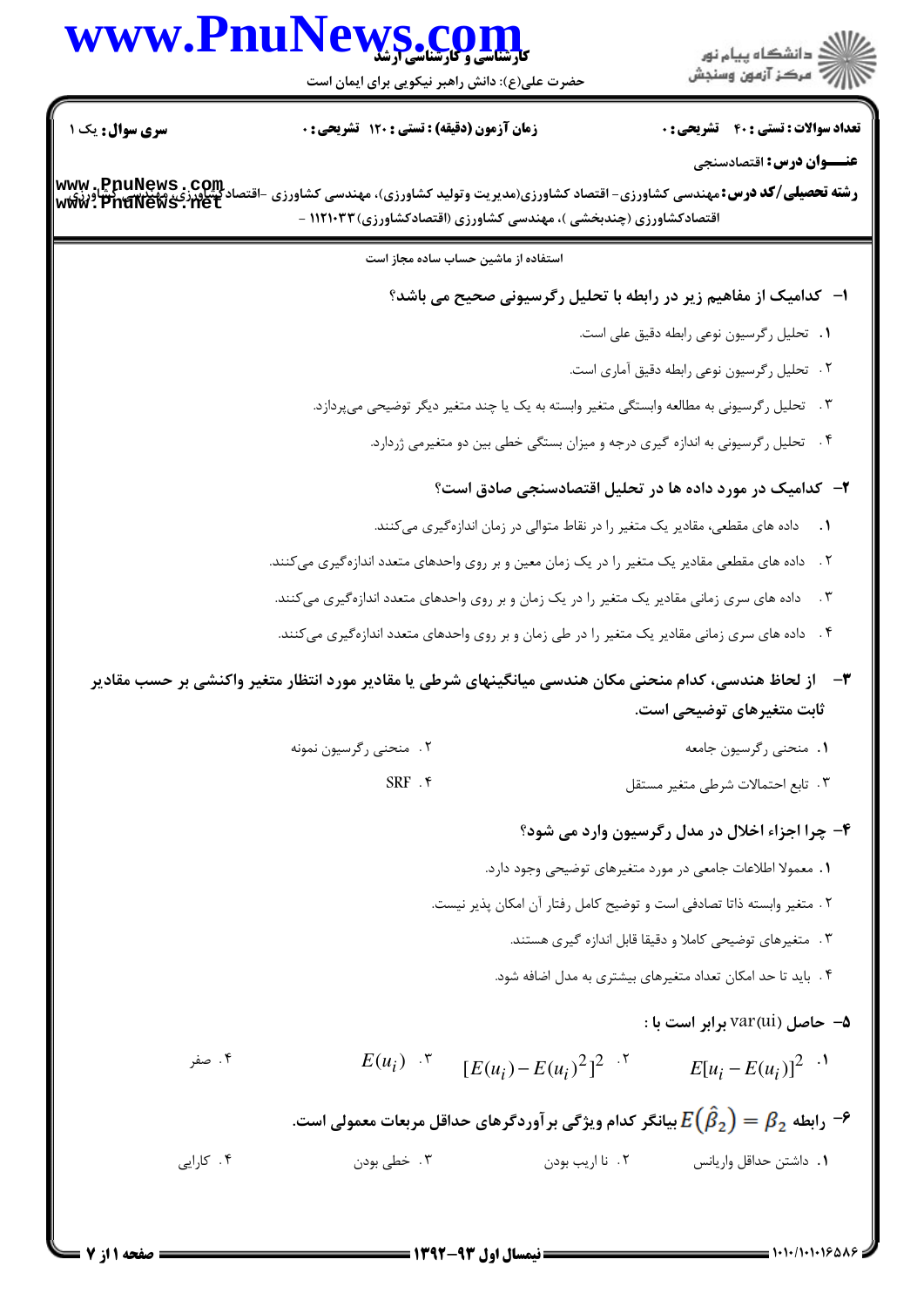سری سوال: یک ۱

زمان آزمون (دقیقه) : تستی : ۱۲۰ تشریحی : ۰

تعداد سوالات : تستی : ۴۰ تشریحی : ۰

**عنـــوان درس:** اقتصادسنجی

**رشته تحصیلی/کد درس:** مهندسی کشاورزی- اقتصاد کشاورزی(مدیریت وتولید کشاورزی)، مهندسی کشاورزی -اقتصادکشاورزی، مهندسی کشاورزی- اقتصادکشاورزی (چندبخشی )، مهندسی کشاورزی (اقتصادکشاورزی) ۱۱۲۱۰۳۳ -

استفاده از ماشین حساب ساده مجاز است

**۱- کدامیک از مفاهیم زیر در رابطه با تحلیل رگرسیونی صحیح می باشد؟**

۱. تحلیل رگرسیون نوعی رابطه دقیق علی است.

۲. تحلیل رگرسیون نوعی رابطه دقیق آماری است.

۳. تحلیل رگرسیونی به مطالعه وابستگی متغیر وابسته به یک یا چند متغیر دیگر توضیحی می‌پردازد.

۴. تحلیل رگرسیونی به اندازه گیری درجه و میزان بستگی خطی بین دو متغیرمی ژردارد.

**۲- کدامیک در مورد داده ها در تحلیل اقتصادسنجی صادق است؟**

۱. داده های مقطعی، مقادیر یک متغیر را در نقاط متوالی در زمان اندازه‌گیری می‌کنند.

۲. داده های مقطعی مقادیر یک متغیر را در یک زمان معین و بر روی واحدهای متعدد اندازه‌گیری می‌کنند.

۳. داده های سری زمانی مقادیر یک متغیر را در یک زمان و بر روی واحدهای متعدد اندازه‌گیری می‌کنند.

۴. داده های سری زمانی مقادیر یک متغیر را در طی زمان و بر روی واحدهای متعدد اندازه‌گیری می‌کنند.

**۳- از لحاظ هندسی، کدام منحنی مکان هندسی میانگینهای شرطی یا مقادیر مورد انتظار متغیر واکنشی بر حسب مقادیر ثابت متغیرهای توضیحی است.**

۱. منحنی رگرسیون جامعه

۲. منحنی رگرسیون نمونه

۳. تابع احتمالات شرطی متغیر مستقل

۴. SRF

**۴- چرا اجزاء اخلال در مدل رگرسیون وارد می شود؟**

۱. معمولا اطلاعات جامعی در مورد متغیرهای توضیحی وجود دارد.

۲. متغیر وابسته ذاتا تصادفی است و توضیح کامل رفتار آن امکان پذیر نیست.

۳. متغیرهای توضیحی کاملا و دقیقا قابل اندازه گیری هستند.

۴. باید تا حد امکان تعداد متغیرهای بیشتری به مدل اضافه شود.

**۵- حاصل var(ui) برابر است با :**

۱. $E[u_i - E(u_i)]^2$

۲. $[E(u_i) - E(u_i)^2]^2$

۳. $E(u_i)$

۴. صفر

**۶- رابطه $E(\hat{\beta}_2) = \beta_2$ بیانگر کدام ویژگی برآوردگرهای حداقل مربعات معمولی است.**

۱. داشتن حداقل واریانس

۲. نا اریب بودن

۳. خطی بودن

۴. کارایی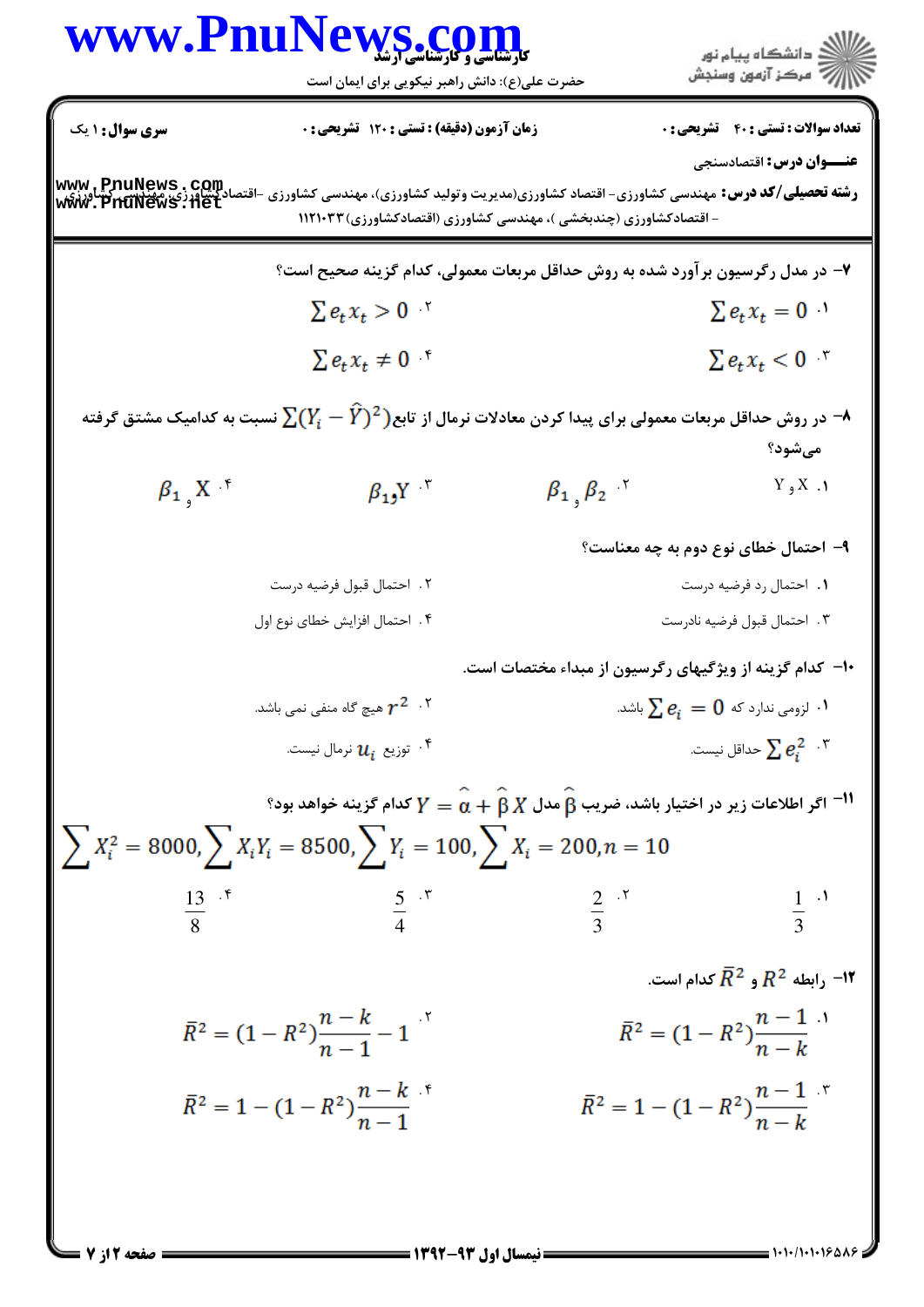۷- در مدل رگرسیون برآورد شده به روش حداقل مربعات معمولی، کدام گزینه صحیح است؟

۱. $\sum e_t x_t = 0$

۲. $\sum e_t x_t > 0$

۳. $\sum e_t x_t < 0$

۴. $\sum e_t x_t \neq 0$

۸- در روش حداقل مربعات معمولی برای پیدا کردن معادلات نرمال از تابع $\sum(Y_i - \hat{Y})^2$ نسبت به کدامیک مشتق گرفته می‌شود؟

۱. X و Y

۲. $\beta_1$ و $\beta_2$

۳. $\beta_1$ و Y

۴. $\beta_1$ و X

۹- احتمال خطای نوع دوم به چه معناست؟

۱. احتمال رد فرضیه درست

۲. احتمال قبول فرضیه درست

۳. احتمال قبول فرضیه نادرست

۴. احتمال افزایش خطای نوع اول

۱۰- کدام گزینه از ویژگیهای رگرسیون از مبداء مختصات است.

۱. لزومی ندارد که $\sum e_i = 0$ باشد.

۲. $r^2$ هیچ گاه منفی نمی باشد.

۳. $\sum e_i^2$ حداقل نیست.

۴. توزیع $u_i$ نرمال نیست.

۱۱- اگر اطلاعات زیر در اختیار باشد، ضریب $\hat{\beta}$ مدل $Y = \hat{\alpha} + \hat{\beta} X$ کدام گزینه خواهد بود؟

$$\sum X_i^2 = 8000, \sum X_i Y_i = 8500, \sum Y_i = 100, \sum X_i = 200, n = 10$$

۱. $\frac{1}{3}$

۲. $\frac{2}{3}$

۳. $\frac{5}{4}$

۴. $\frac{13}{8}$

۱۲- رابطه $R^2$ و $\bar{R}^2$ کدام است.

۱. $\bar{R}^2 = (1 - R^2)\frac{n-1}{n-k}$

۲. $\bar{R}^2 = (1 - R^2)\frac{n-k}{n-1} - 1$

۳. $\bar{R}^2 = 1 - (1 - R^2)\frac{n-1}{n-k}$

۴. $\bar{R}^2 = 1 - (1 - R^2)\frac{n-k}{n-1}$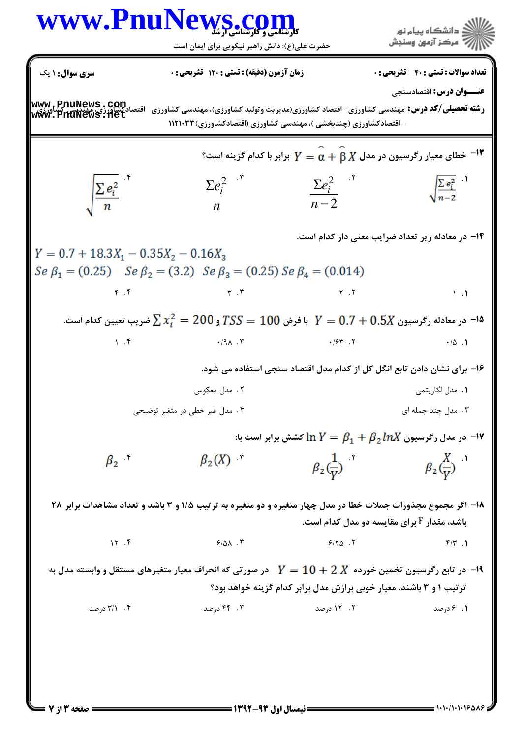تعداد سوالات : تستی : ۴۰  تشریحی : ۰  زمان آزمون (دقیقه) : تستی : ۱۲۰  تشریحی : ۰  سری سوال : ۱ یک

**عنـــوان درس:** اقتصادسنجی

**رشته تحصیلی/کد درس:** مهندسی کشاورزی- اقتصاد کشاورزی(مدیریت وتولید کشاورزی)، مهندسی کشاورزی -اقتصادکشاورزی،مهندسی کشاورزی - اقتصادکشاورزی (چندبخشی )، مهندسی کشاورزی (اقتصادکشاورزی)۱۱۲۱۰۳۳

۱۳- خطای معیار رگرسیون در مدل $Y = \hat{\alpha} + \hat{\beta} X$ برابر با کدام گزینه است؟

۱. $\sqrt{\frac{\sum e_i^2}{n-2}}$  ۲. $\frac{\Sigma e_i^2}{n-2}$  ۳. $\frac{\Sigma e_i^2}{n}$  ۴. $\sqrt{\frac{\sum e_i^2}{n}}$

۱۴- در معادله زیر تعداد ضرایب معنی دار کدام است.

$$Y = 0.7 + 18.3X_1 - 0.35X_2 - 0.16X_3$$
$$Se\ \beta_1 = (0.25) \quad Se\ \beta_2 = (3.2) \quad Se\ \beta_3 = (0.25)\ Se\ \beta_4 = (0.014)$$

۱. ۱  ۲. ۲  ۳. ۳  ۴. ۴

۱۵- در معادله رگرسیون $Y = 0.7 + 0.5X$ با فرض $TSS = 100$ و $\sum x_i^2 = 200$ ضریب تعیین کدام است.

۱. ۰/۵  ۲. ۰/۶۳  ۳. ۰/۹۸  ۴. ۱

۱۶- برای نشان دادن تابع انگل کل از کدام مدل اقتصاد سنجی استفاده می شود.

۱. مدل لگاریتمی  ۲. مدل معکوس  ۳. مدل چند جمله ای  ۴. مدل غیر خطی در متغیر توضیحی

۱۷- در مدل رگرسیون $\ln Y = \beta_1 + \beta_2 lnX$ کشش برابر است با:

۱. $\beta_2(\frac{X}{Y})$  ۲. $\beta_2(\frac{1}{Y})$  ۳. $\beta_2(X)$  ۴. $\beta_2$

۱۸- اگر مجموع مجذورات جملات خطا در مدل چهار متغیره و دو متغیره به ترتیب ۱/۵ و ۳ باشد و تعداد مشاهدات برابر ۲۸ باشد، مقدار F برای مقایسه دو مدل کدام است.

۱. ۴/۳  ۲. ۶/۲۵  ۳. ۶/۵۸  ۴. ۱۲

۱۹- در تابع رگرسیون تخمین خورده $Y = 10 + 2\,X$ در صورتی که انحراف معیار متغیرهای مستقل و وابسته مدل به ترتیب ۱ و ۳ باشند، معیار خوبی برازش مدل برابر کدام گزینه خواهد بود؟

۱. ۶ درصد  ۲. ۱۲ درصد  ۳. ۴۴ درصد  ۴. ۳/۱ درصد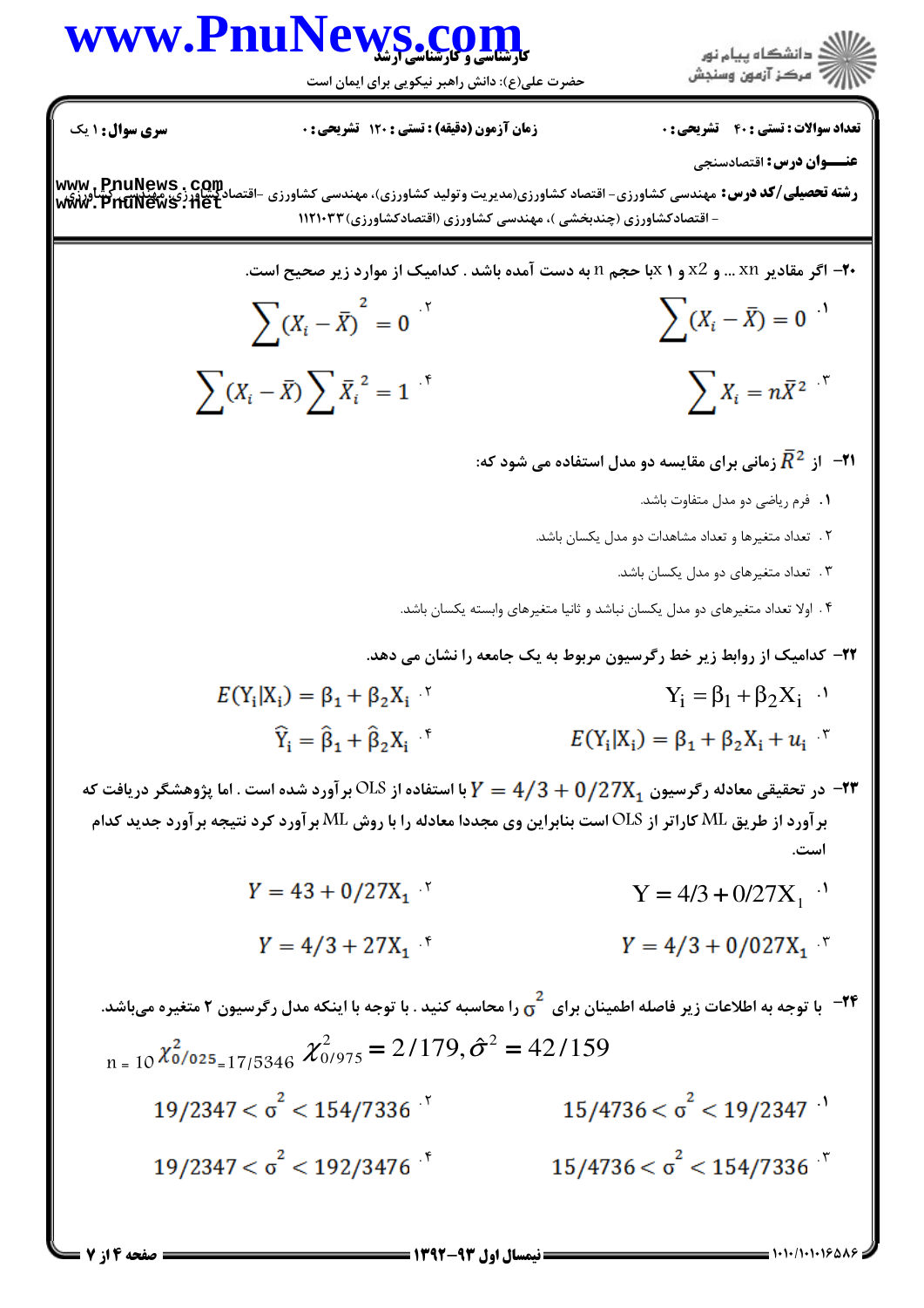**سری سوال:** ۱ یک | **زمان آزمون (دقیقه) : تستی :** ۱۲۰ **تشریحی :** ۰ | **تعداد سوالات : تستی :** ۴۰ **تشریحی :** ۰

**عنـــوان درس:** اقتصادسنجی

**رشته تحصیلی/کد درس:** مهندسی کشاورزی- اقتصاد کشاورزی(مدیریت وتولید کشاورزی)، مهندسی کشاورزی -اقتصادکشاورزی، مهندسی کشاورزی - اقتصادکشاورزی (چندبخشی )، مهندسی کشاورزی (اقتصادکشاورزی)۱۱۲۱۰۳۳

۲۰- اگر مقادیر xn ... و x2 و x ۱ با حجم n به دست آمده باشد . کدامیک از موارد زیر صحیح است.

۱. $\sum (X_i - \bar{X}) = 0$

۲. $\sum (X_i - \bar{X})^2 = 0$

۳. $\sum X_i = n\bar{X}^2$

۴. $\sum (X_i - \bar{X}) \sum \bar{X}_i^2 = 1$

۲۱- از $\bar{R}^2$ زمانی برای مقایسه دو مدل استفاده می شود که:

۱. فرم ریاضی دو مدل متفاوت باشد.

۲. تعداد متغیرها و تعداد مشاهدات دو مدل یکسان باشد.

۳. تعداد متغیرهای دو مدل یکسان باشد.

۴. اولا تعداد متغیرهای دو مدل یکسان نباشد و ثانیا متغیرهای وابسته یکسان باشد.

۲۲- کدامیک از روابط زیر خط رگرسیون مربوط به یک جامعه را نشان می دهد.

۱. $Y_i = \beta_1 + \beta_2 X_i$

۲. $E(Y_i|X_i) = \beta_1 + \beta_2 X_i$

۳. $E(Y_i|X_i) = \beta_1 + \beta_2 X_i + u_i$

۴. $\hat{Y}_i = \hat{\beta}_1 + \hat{\beta}_2 X_i$

۲۳- در تحقیقی معادله رگرسیون $Y = 4/3 + 0/27X_1$ با استفاده از OLS برآورد شده است . اما پژوهشگر دریافت که برآورد از طریق ML کاراتر از OLS است بنابراین وی مجددا معادله را با روش ML برآورد کرد نتیجه برآورد جدید کدام است.

۱. $Y = 4/3 + 0/27X_1$

۲. $Y = 43 + 0/27X_1$

۳. $Y = 4/3 + 0/027X_1$

۴. $Y = 4/3 + 27X_1$

۲۴- با توجه به اطلاعات زیر فاصله اطمینان برای $\sigma^2$ را محاسبه کنید . با توجه با اینکه مدل رگرسیون ۲ متغیره می‌باشد.

$n = 10 \quad \chi^2_{0/025} = 17/5346 \quad \chi^2_{0/975} = 2/179, \hat{\sigma}^2 = 42/159$

۱. $15/4736 < \sigma^2 < 19/2347$

۲. $19/2347 < \sigma^2 < 154/7336$

۳. $15/4736 < \sigma^2 < 154/7336$

۴. $19/2347 < \sigma^2 < 192/3476$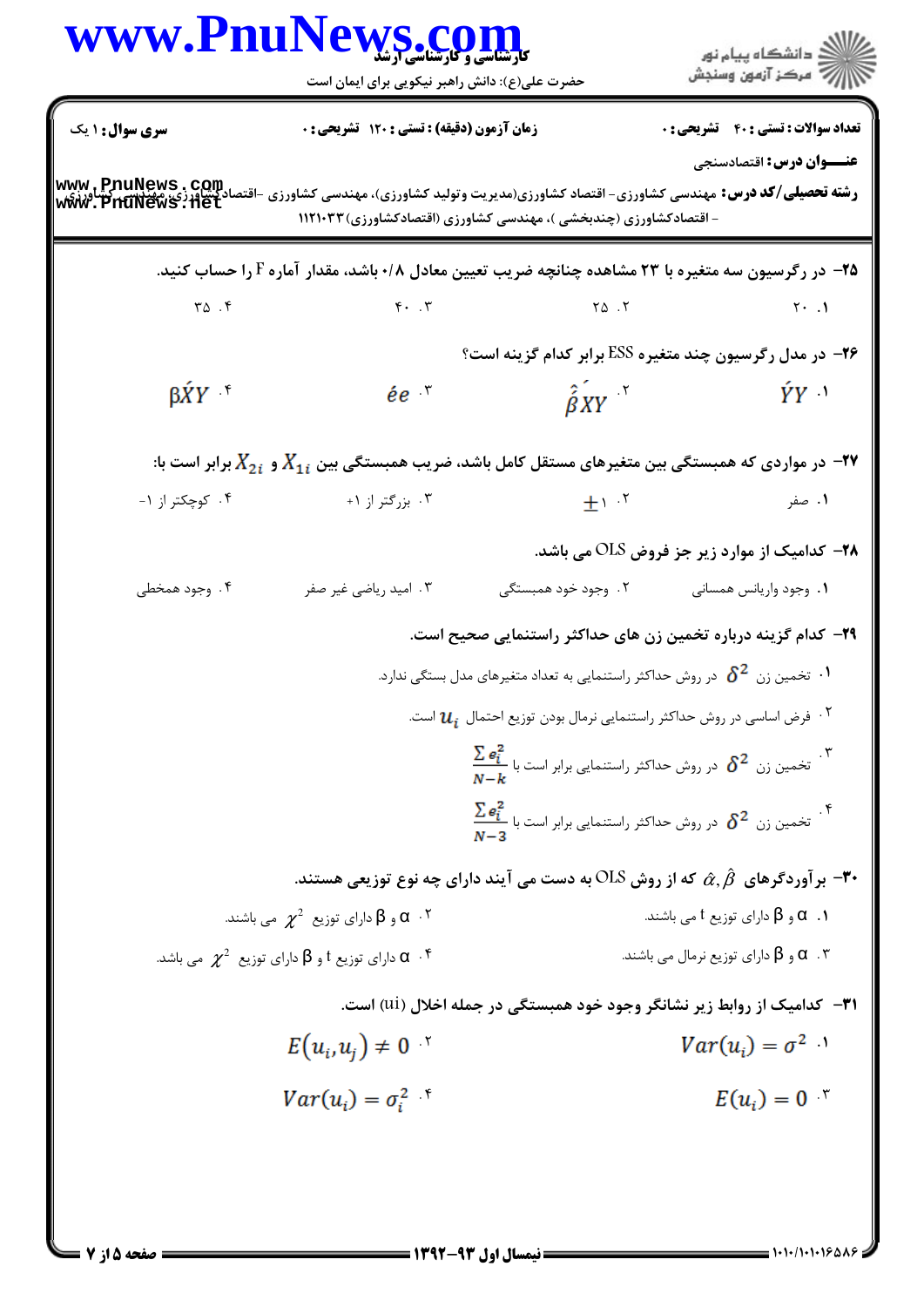**سری سوال:** ۱ یک

**زمان آزمون (دقیقه) :** تستی : ۱۲۰ تشریحی : ۰

**تعداد سوالات :** تستی : ۴۰ تشریحی : ۰

**عنـــوان درس:** اقتصادسنجی

**رشته تحصیلی/کد درس:** مهندسی کشاورزی- اقتصاد کشاورزی(مدیریت وتولید کشاورزی)، مهندسی کشاورزی -اقتصادکشاورزی، مهندسی کشاورزی - اقتصادکشاورزی (چندبخشی )، مهندسی کشاورزی (اقتصادکشاورزی)۱۱۲۱۰۳۳

۲۵- در رگرسیون سه متغیره با ۲۳ مشاهده چنانچه ضریب تعیین معادل ۰/۸ باشد، مقدار آماره F را حساب کنید.

۱. ۲۰
۲. ۲۵
۳. ۴۰
۴. ۳۵

۲۶- در مدل رگرسیون چند متغیره ESS برابر کدام گزینه است؟

۱. $\acute{Y}Y$
۲. $\hat{\acute{\beta}}XY$
۳. $\acute{e}e$
۴. $\beta\acute{X}Y$

۲۷- در مواردی که همبستگی بین متغیرهای مستقل کامل باشد، ضریب همبستگی بین $X_{1i}$ و $X_{2i}$ برابر است با:

۱. صفر
۲. $\pm 1$
۳. بزرگتر از ۱+
۴. کوچکتر از ۱-

۲۸- کدامیک از موارد زیر جز فروض OLS می باشد.

۱. وجود واریانس همسانی
۲. وجود خود همبستگی
۳. امید ریاضی غیر صفر
۴. وجود همخطی

۲۹- کدام گزینه درباره تخمین زن های حداکثر راستنمایی صحیح است.

۱. تخمین زن $\delta^2$ در روش حداکثر راستنمایی به تعداد متغیرهای مدل بستگی ندارد.
۲. فرض اساسی در روش حداکثر راستنمایی نرمال بودن توزیع احتمال $u_i$ است.
۳. تخمین زن $\delta^2$ در روش حداکثر راستنمایی برابر است با $\frac{\sum e_i^2}{N-k}$
۴. تخمین زن $\delta^2$ در روش حداکثر راستنمایی برابر است با $\frac{\sum e_i^2}{N-3}$

۳۰- برآوردگرهای $\hat{\alpha}, \hat{\beta}$ که از روش OLS به دست می آیند دارای چه نوع توزیعی هستند.

۱. α و β دارای توزیع t می باشند.
۲. α و β دارای توزیع $\chi^2$ می باشند.
۳. α و β دارای توزیع نرمال می باشند.
۴. α دارای توزیع t و β دارای توزیع $\chi^2$ می باشد.

۳۱- کدامیک از روابط زیر نشانگر وجود خود همبستگی در جمله اخلال (ui) است.

۱. $Var(u_i) = \sigma^2$
۲. $E(u_i, u_j) \neq 0$
۳. $E(u_i) = 0$
۴. $Var(u_i) = \sigma_i^2$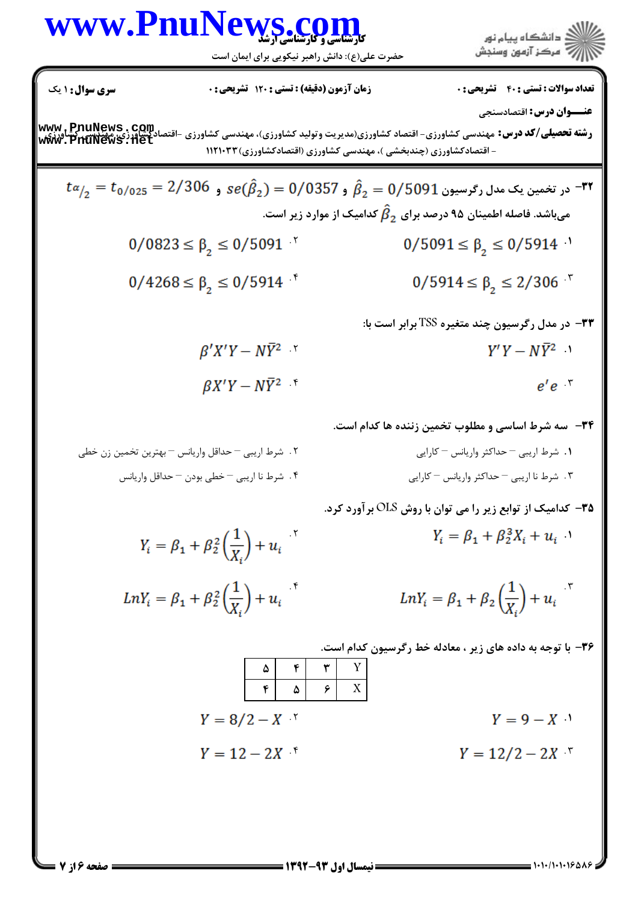۳۲- در تخمین یک مدل رگرسیون $\hat{\beta}_2 = 0/5091$ و $se(\hat{\beta}_2) = 0/0357$ و $t_{\alpha/2} = t_{0/025} = 2/306$ می‌باشد. فاصله اطمینان ۹۵ درصد برای $\hat{\beta}_2$ کدامیک از موارد زیر است.

۱. $0/5091 \leq \beta_2 \leq 0/5914$

۲. $0/0823 \leq \beta_2 \leq 0/5091$

۳. $0/5914 \leq \beta_2 \leq 2/306$

۴. $0/4268 \leq \beta_2 \leq 0/5914$

۳۳- در مدل رگرسیون چند متغیره TSS برابر است با:

۱. $Y'Y - N\bar{Y}^2$

۲. $\beta' X' Y - N\bar{Y}^2$

۳. $e'e$

۴. $\beta X' Y - N\bar{Y}^2$

۳۴- سه شرط اساسی و مطلوب تخمین زننده ها کدام است.

۱. شرط اریبی – حداکثر واریانس – کارایی

۲. شرط اریبی – حداقل واریانس – بهترین تخمین زن خطی

۳. شرط نا اریبی – حداکثر واریانس – کارایی

۴. شرط نا اریبی – خطی بودن – حداقل واریانس

۳۵- کدامیک از توابع زیر را می توان با روش OLS برآورد کرد.

۱. $Y_i = \beta_1 + \beta_2^3 X_i + u_i$

۲. $Y_i = \beta_1 + \beta_2^2 \left(\frac{1}{X_i}\right) + u_i$

۳. $LnY_i = \beta_1 + \beta_2 \left(\frac{1}{X_i}\right) + u_i$

۴. $LnY_i = \beta_1 + \beta_2^2 \left(\frac{1}{X_i}\right) + u_i$

۳۶- با توجه به داده های زیر ، معادله خط رگرسیون کدام است.

| Y | ۳ | ۴ | ۵ |
|---|---|---|---|
| X | ۶ | ۵ | ۴ |

۱. $Y = 9 - X$

۲. $Y = 8/2 - X$

۳. $Y = 12/2 - 2X$

۴. $Y = 12 - 2X$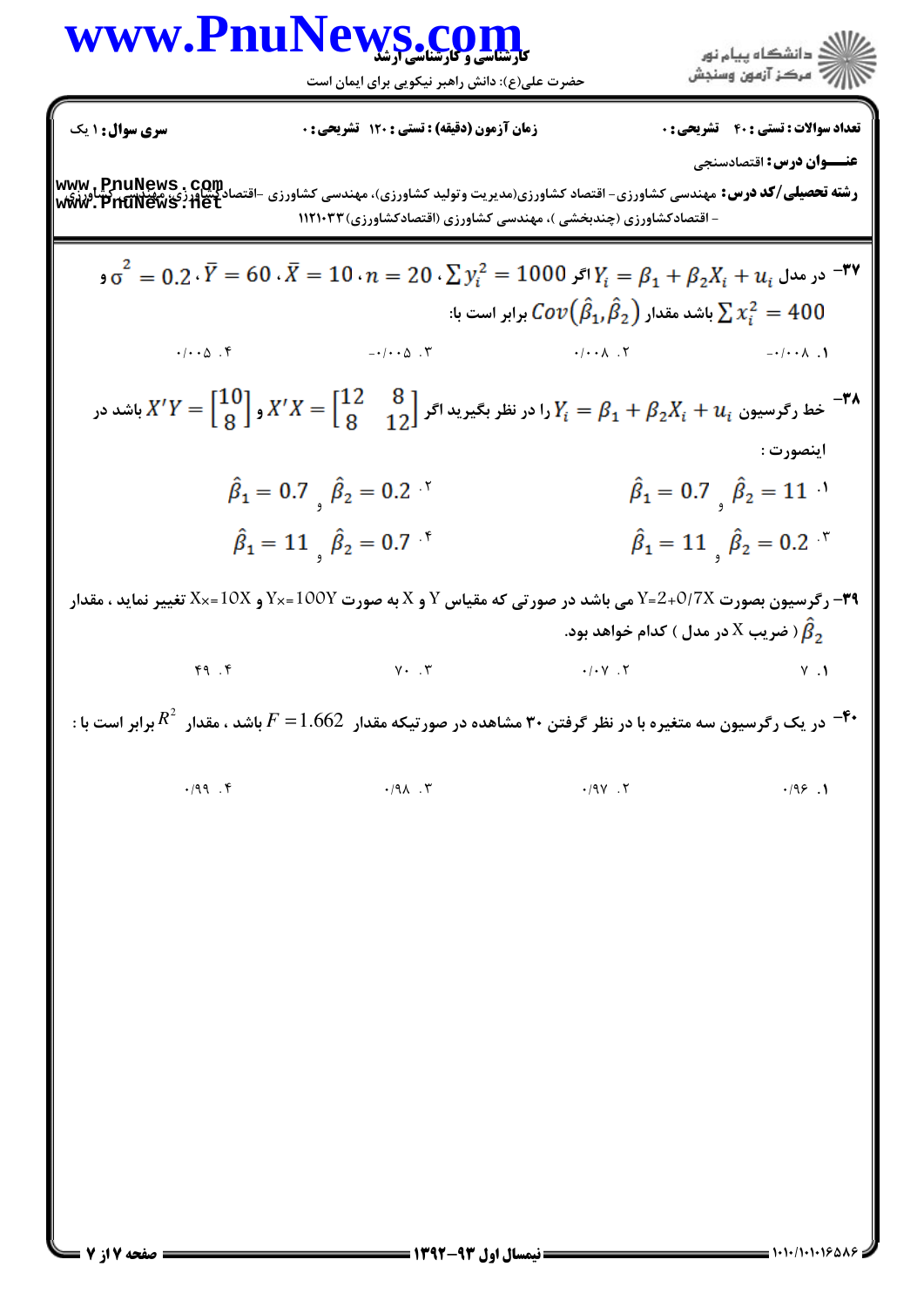۳۷- در مدل $Y_i = \beta_1 + \beta_2 X_i + u_i$ اگر $\sum y_i^2 = 1000$ ، $n = 20$ ، $\bar{X} = 10$ ، $\bar{Y} = 60$ ، $\sigma^2 = 0.2$ و $\sum x_i^2 = 400$ باشد مقدار $Cov(\hat{\beta}_1, \hat{\beta}_2)$ برابر است با:

۱. $-0/008$

۲. $0/008$

۳. $-0/005$

۴. $0/005$

۳۸- خط رگرسیون $Y_i = \beta_1 + \beta_2 X_i + u_i$ را در نظر بگیرید اگر $X'X = \begin{bmatrix} 12 & 8 \\ 8 & 12 \end{bmatrix}$ و $X'Y = \begin{bmatrix} 10 \\ 8 \end{bmatrix}$ باشد در اینصورت :

۱. $\hat{\beta}_1 = 0.7$ و $\hat{\beta}_2 = 11$

۲. $\hat{\beta}_1 = 0.7$ و $\hat{\beta}_2 = 0.2$

۳. $\hat{\beta}_1 = 11$ و $\hat{\beta}_2 = 0.2$

۴. $\hat{\beta}_1 = 11$ و $\hat{\beta}_2 = 0.7$

۳۹- رگرسیون بصورت $Y=2+0/7X$ می باشد در صورتی که مقیاس Y و X به صورت $Y_\times=100Y$ و $X_\times=10X$ تغییر نماید ، مقدار $\hat{\beta}_2$ ( ضریب X در مدل ) کدام خواهد بود.

۱. ۷

۲. $0/07$

۳. ۷۰

۴. ۴۹

۴۰- در یک رگرسیون سه متغیره با در نظر گرفتن ۳۰ مشاهده در صورتیکه مقدار $F = 1.662$ باشد ، مقدار $R^2$ برابر است با :

۱. $0/96$

۲. $0/97$

۳. $0/98$

۴. $0/99$